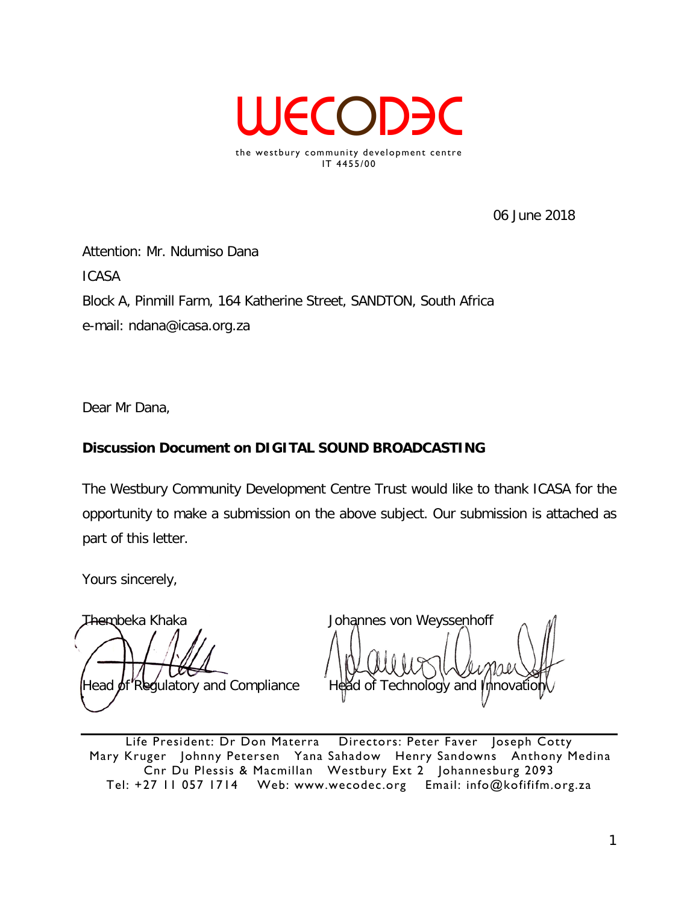# WECODEC

the westbury community development centre
IT 4455/00

06 June 2018

Attention: Mr. Ndumiso Dana

ICASA

Block A, Pinmill Farm, 164 Katherine Street, SANDTON, South Africa

e-mail: ndana@icasa.org.za

Dear Mr Dana,

**Discussion Document on DIGITAL SOUND BROADCASTING**

The Westbury Community Development Centre Trust would like to thank ICASA for the opportunity to make a submission on the above subject. Our submission is attached as part of this letter.

Yours sincerely,

Thembeka Khaka
Head of Regulatory and Compliance

Johannes von Weyssenhoff
Head of Technology and Innovation

---

Life President: Dr Don Materra Directors: Peter Faver Joseph Cotty
Mary Kruger Johnny Petersen Yana Sahadow Henry Sandowns Anthony Medina
Cnr Du Plessis & Macmillan Westbury Ext 2 Johannesburg 2093
Tel: +27 11 057 1714 Web: www.wecodec.org Email: info@kofififm.org.za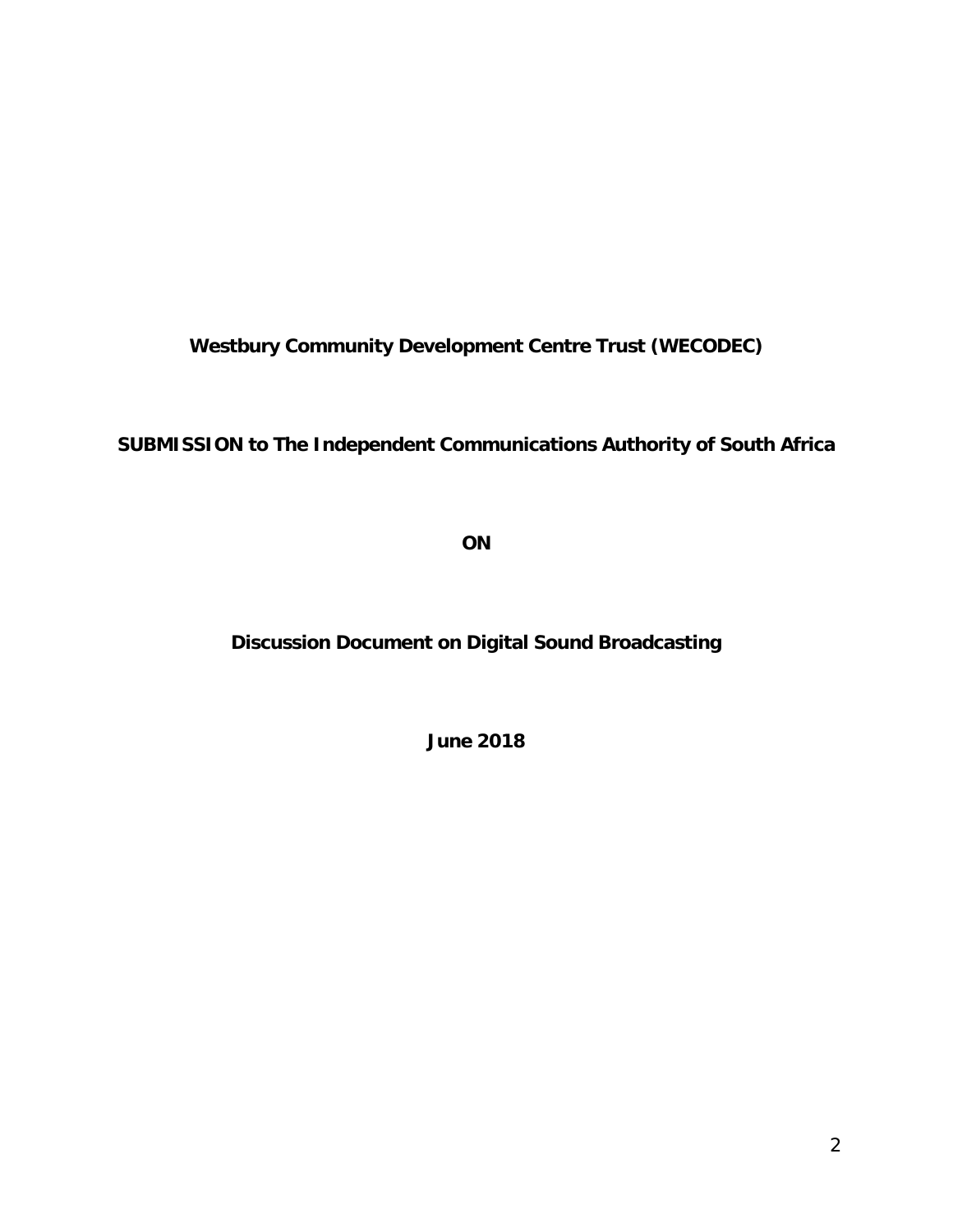**Westbury Community Development Centre Trust (WECODEC)**

**SUBMISSION to The Independent Communications Authority of South Africa**

**ON**

**Discussion Document on Digital Sound Broadcasting**

**June 2018**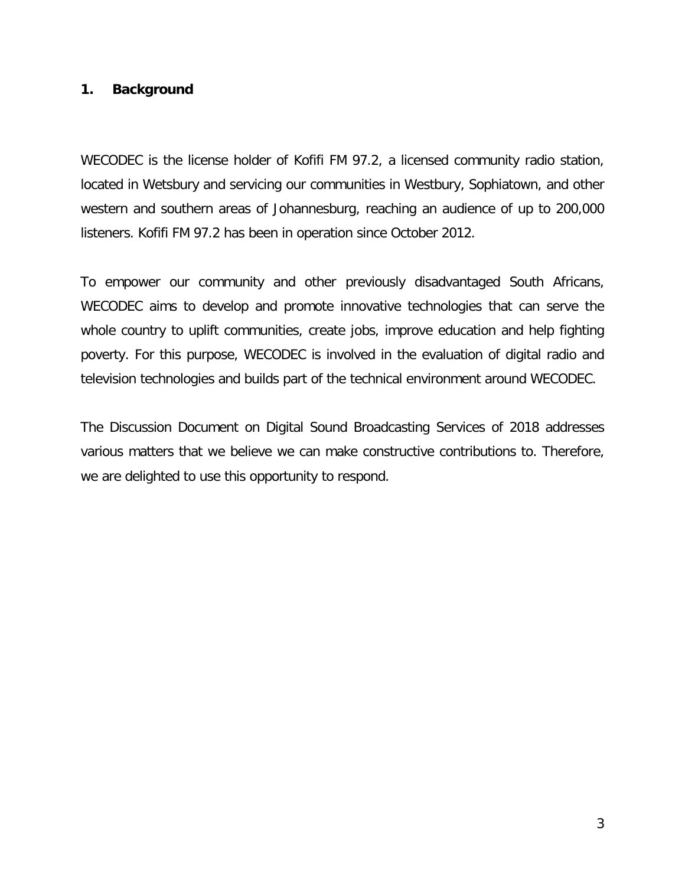## 1. Background

WECODEC is the license holder of Kofifi FM 97.2, a licensed community radio station, located in Wetsbury and servicing our communities in Westbury, Sophiatown, and other western and southern areas of Johannesburg, reaching an audience of up to 200,000 listeners. Kofifi FM 97.2 has been in operation since October 2012.

To empower our community and other previously disadvantaged South Africans, WECODEC aims to develop and promote innovative technologies that can serve the whole country to uplift communities, create jobs, improve education and help fighting poverty. For this purpose, WECODEC is involved in the evaluation of digital radio and television technologies and builds part of the technical environment around WECODEC.

The Discussion Document on Digital Sound Broadcasting Services of 2018 addresses various matters that we believe we can make constructive contributions to. Therefore, we are delighted to use this opportunity to respond.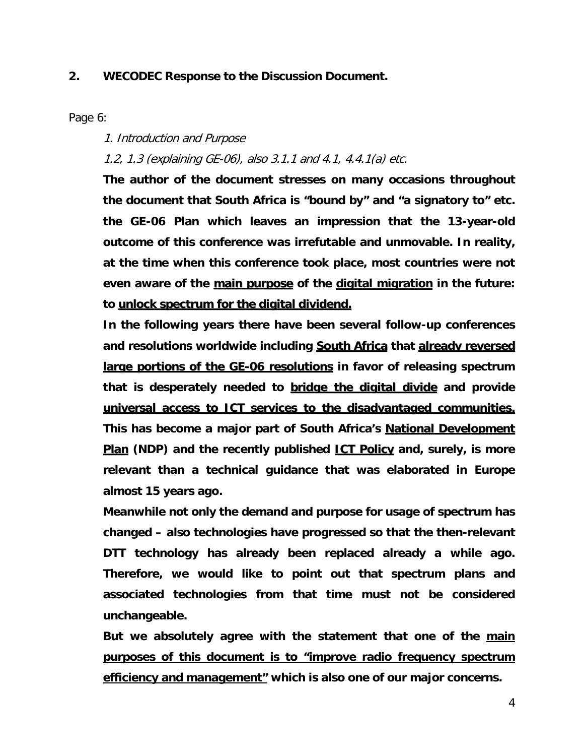## 2. WECODEC Response to the Discussion Document.

Page 6:

*1. Introduction and Purpose*

*1.2, 1.3 (explaining GE-06), also 3.1.1 and 4.1, 4.4.1(a) etc.*

**The author of the document stresses on many occasions throughout the document that South Africa is "bound by" and "a signatory to" etc. the GE-06 Plan which leaves an impression that the 13-year-old outcome of this conference was irrefutable and unmovable. In reality, at the time when this conference took place, most countries were not even aware of the <u>main purpose</u> of the <u>digital migration</u> in the future: to <u>unlock spectrum for the digital dividend.</u>**

**In the following years there have been several follow-up conferences and resolutions worldwide including <u>South Africa</u> that <u>already reversed large portions of the GE-06 resolutions</u> in favor of releasing spectrum that is desperately needed to <u>bridge the digital divide</u> and provide <u>universal access to ICT services to the disadvantaged communities.</u> This has become a major part of South Africa's <u>National Development Plan</u> (NDP) and the recently published <u>ICT Policy</u> and, surely, is more relevant than a technical guidance that was elaborated in Europe almost 15 years ago.**

**Meanwhile not only the demand and purpose for usage of spectrum has changed – also technologies have progressed so that the then-relevant DTT technology has already been replaced already a while ago. Therefore, we would like to point out that spectrum plans and associated technologies from that time must not be considered unchangeable.**

**But we absolutely agree with the statement that one of the <u>main purposes of this document is to "improve radio frequency spectrum efficiency and management"</u> which is also one of our major concerns.**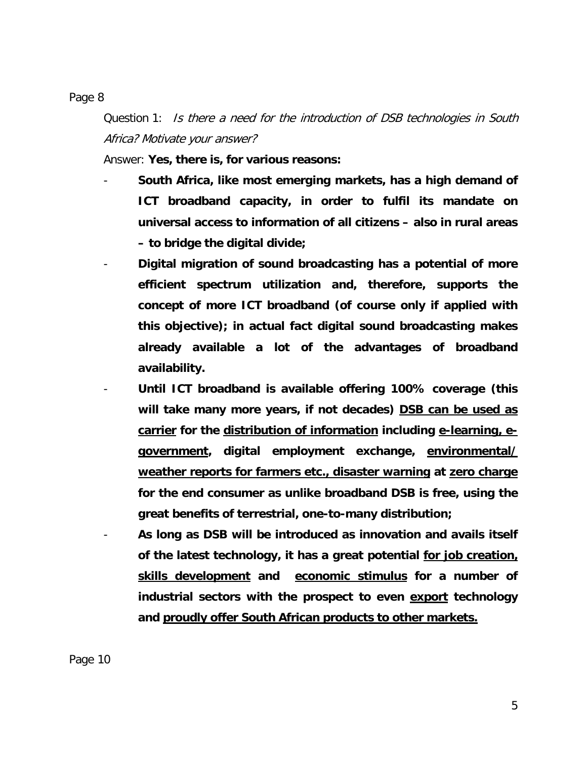Page 8

Question 1: *Is there a need for the introduction of DSB technologies in South Africa? Motivate your answer?*

Answer: **Yes, there is, for various reasons:**

- **South Africa, like most emerging markets, has a high demand of ICT broadband capacity, in order to fulfil its mandate on universal access to information of all citizens – also in rural areas – to bridge the digital divide;**
- **Digital migration of sound broadcasting has a potential of more efficient spectrum utilization and, therefore, supports the concept of more ICT broadband (of course only if applied with this objective); in actual fact digital sound broadcasting makes already available a lot of the advantages of broadband availability.**
- **Until ICT broadband is available offering 100% coverage (this will take many more years, if not decades) <u>DSB can be used as carrier</u> for the <u>distribution of information</u> including <u>e-learning, e-government</u>, digital employment exchange, <u>environmental/ weather reports for farmers etc., disaster warning</u> at <u>zero charge</u> for the end consumer as unlike broadband DSB is free, using the great benefits of terrestrial, one-to-many distribution;**
- **As long as DSB will be introduced as innovation and avails itself of the latest technology, it has a great potential <u>for job creation, skills development</u> and <u>economic stimulus</u> for a number of industrial sectors with the prospect to even <u>export</u> technology and <u>proudly offer South African products to other markets.</u>**

Page 10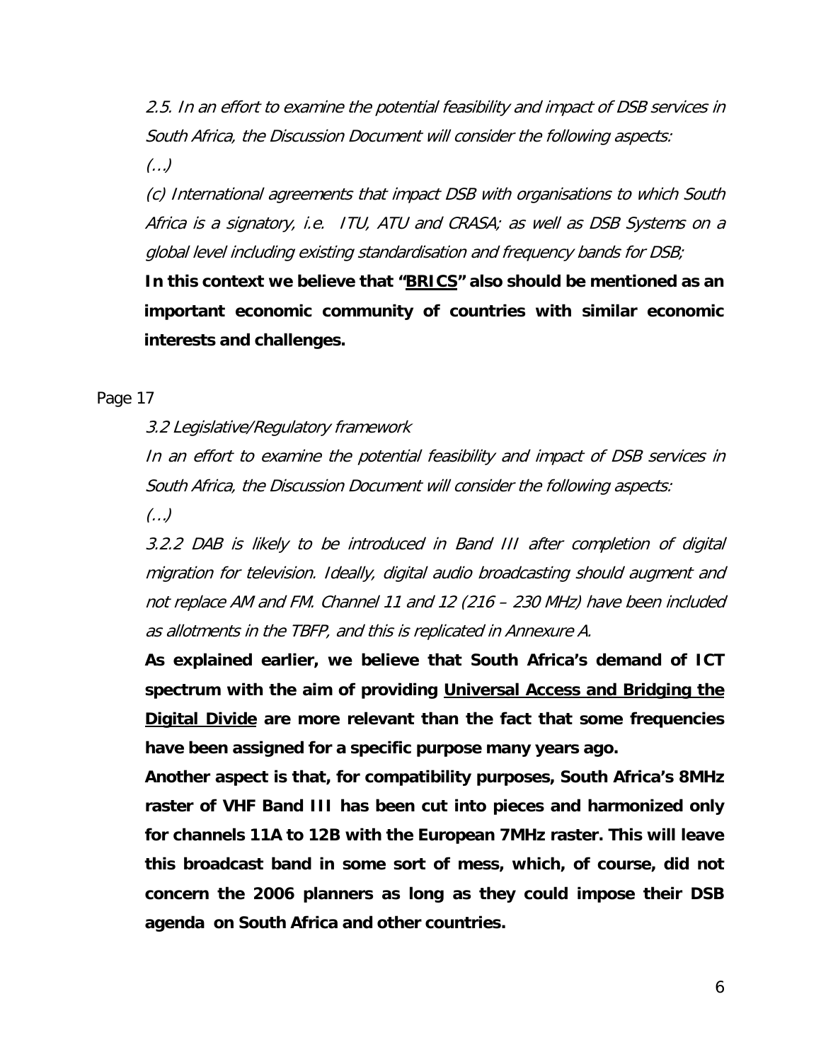*2.5. In an effort to examine the potential feasibility and impact of DSB services in South Africa, the Discussion Document will consider the following aspects:*

*(…)*

*(c) International agreements that impact DSB with organisations to which South Africa is a signatory, i.e. ITU, ATU and CRASA; as well as DSB Systems on a global level including existing standardisation and frequency bands for DSB;*

**In this context we believe that "BRICS" also should be mentioned as an important economic community of countries with similar economic interests and challenges.**

Page 17

*3.2 Legislative/Regulatory framework*

*In an effort to examine the potential feasibility and impact of DSB services in South Africa, the Discussion Document will consider the following aspects:*

*(…)*

*3.2.2 DAB is likely to be introduced in Band III after completion of digital migration for television. Ideally, digital audio broadcasting should augment and not replace AM and FM. Channel 11 and 12 (216 – 230 MHz) have been included as allotments in the TBFP, and this is replicated in Annexure A.*

**As explained earlier, we believe that South Africa's demand of ICT spectrum with the aim of providing Universal Access and Bridging the Digital Divide are more relevant than the fact that some frequencies have been assigned for a specific purpose many years ago.**

**Another aspect is that, for compatibility purposes, South Africa's 8MHz raster of VHF Band III has been cut into pieces and harmonized only for channels 11A to 12B with the European 7MHz raster. This will leave this broadcast band in some sort of mess, which, of course, did not concern the 2006 planners as long as they could impose their DSB agenda on South Africa and other countries.**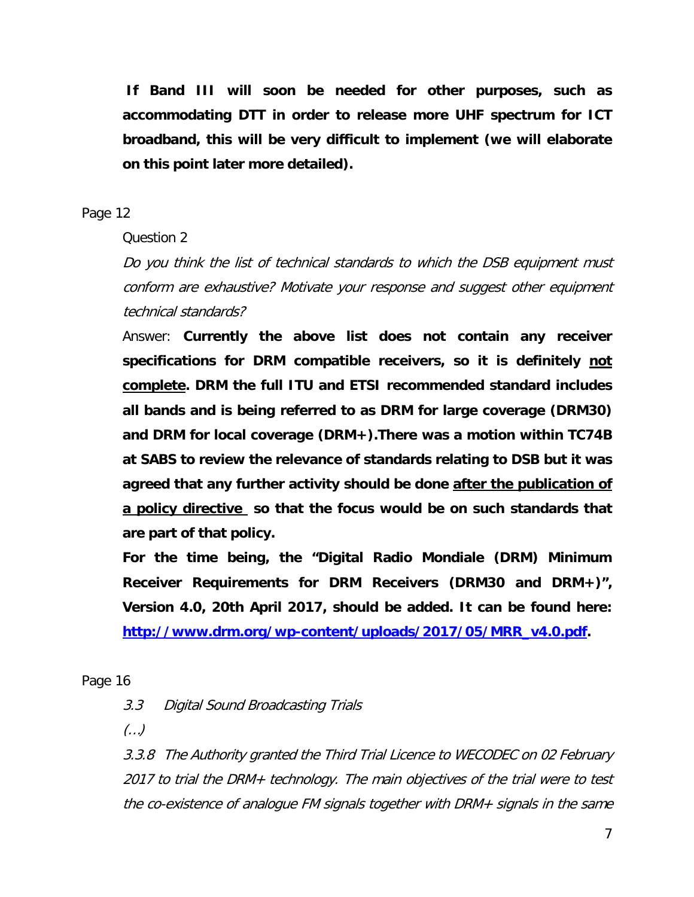**If Band III will soon be needed for other purposes, such as accommodating DTT in order to release more UHF spectrum for ICT broadband, this will be very difficult to implement (we will elaborate on this point later more detailed).**

Page 12

Question 2

*Do you think the list of technical standards to which the DSB equipment must conform are exhaustive? Motivate your response and suggest other equipment technical standards?*

Answer: **Currently the above list does not contain any receiver specifications for DRM compatible receivers, so it is definitely <u>not complete</u>. DRM the full ITU and ETSI recommended standard includes all bands and is being referred to as DRM for large coverage (DRM30) and DRM for local coverage (DRM+).There was a motion within TC74B at SABS to review the relevance of standards relating to DSB but it was agreed that any further activity should be done <u>after the publication of a policy directive</u> so that the focus would be on such standards that are part of that policy.**

**For the time being, the "Digital Radio Mondiale (DRM) Minimum Receiver Requirements for DRM Receivers (DRM30 and DRM+)", Version 4.0, 20th April 2017, should be added. It can be found here: [http://www.drm.org/wp-content/uploads/2017/05/MRR_v4.0.pdf](http://www.drm.org/wp-content/uploads/2017/05/MRR_v4.0.pdf).**

Page 16

*3.3 Digital Sound Broadcasting Trials*

*(…)*

*3.3.8 The Authority granted the Third Trial Licence to WECODEC on 02 February 2017 to trial the DRM+ technology. The main objectives of the trial were to test the co-existence of analogue FM signals together with DRM+ signals in the same*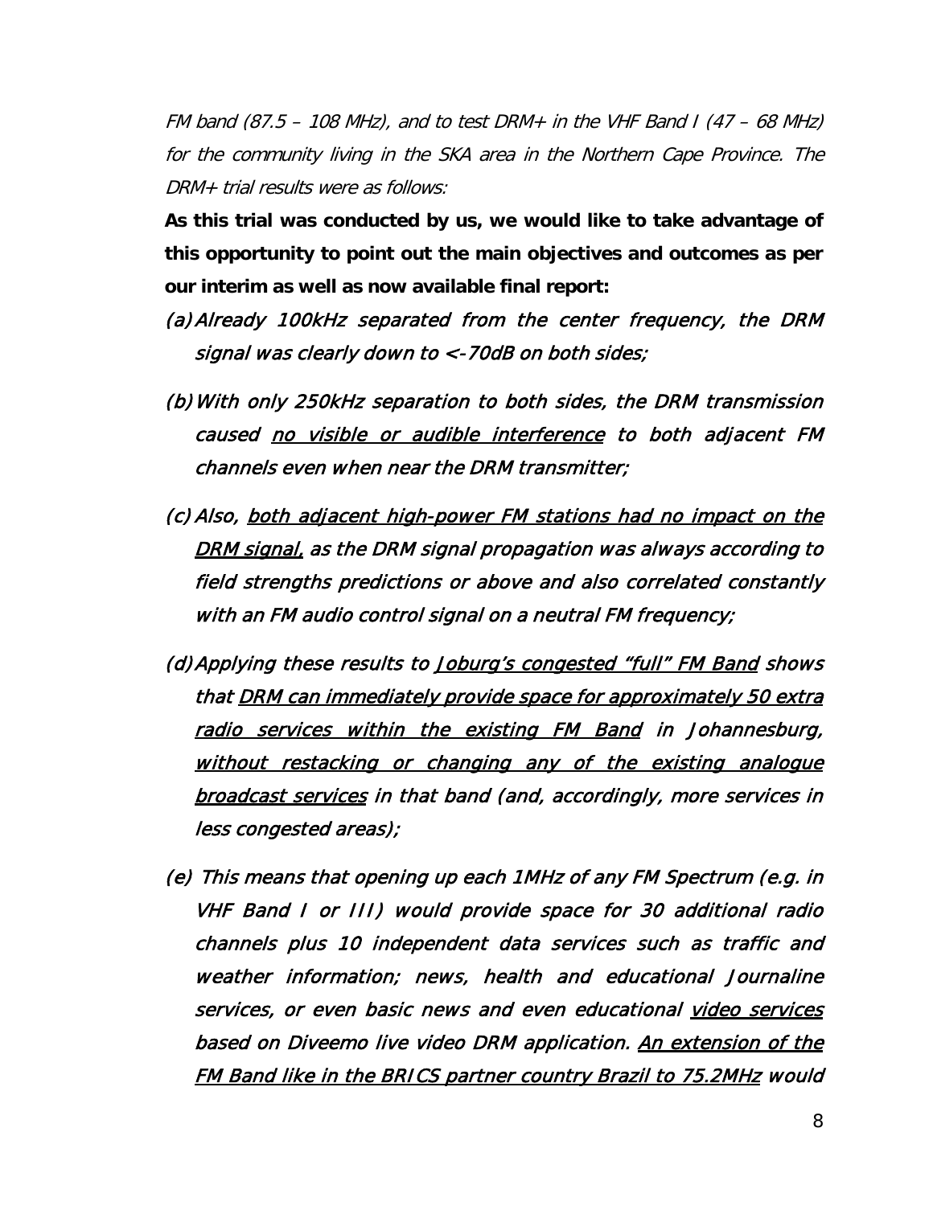*FM band (87.5 – 108 MHz), and to test DRM+ in the VHF Band I (47 – 68 MHz) for the community living in the SKA area in the Northern Cape Province. The DRM+ trial results were as follows:*

**As this trial was conducted by us, we would like to take advantage of this opportunity to point out the main objectives and outcomes as per our interim as well as now available final report:**

(a) *Already 100kHz separated from the center frequency, the DRM signal was clearly down to <-70dB on both sides;*

(b) *With only 250kHz separation to both sides, the DRM transmission caused <u>no visible or audible interference</u> to both adjacent FM channels even when near the DRM transmitter;*

(c) *Also, <u>both adjacent high-power FM stations had no impact on the DRM signal</u>, as the DRM signal propagation was always according to field strengths predictions or above and also correlated constantly with an FM audio control signal on a neutral FM frequency;*

(d) *Applying these results to <u>Joburg's congested "full" FM Band</u> shows that <u>DRM can immediately provide space for approximately 50 extra radio services within the existing FM Band</u> in Johannesburg, <u>without restacking or changing any of the existing analogue broadcast services</u> in that band (and, accordingly, more services in less congested areas);*

(e) *This means that opening up each 1MHz of any FM Spectrum (e.g. in VHF Band I or III) would provide space for 30 additional radio channels plus 10 independent data services such as traffic and weather information; news, health and educational Journaline services, or even basic news and even educational <u>video services</u> based on Diveemo live video DRM application. <u>An extension of the FM Band like in the BRICS partner country Brazil to 75.2MHz</u> would*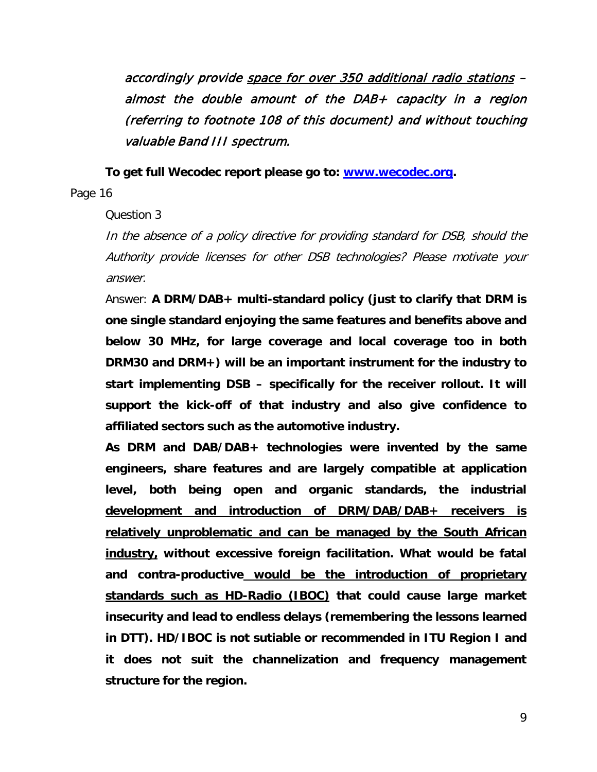*accordingly provide <u>space for over 350 additional radio stations</u> – almost the double amount of the DAB+ capacity in a region (referring to footnote 108 of this document) and without touching valuable Band III spectrum.*

**To get full Wecodec report please go to: [www.wecodec.org](www.wecodec.org).**

Page 16

Question 3

*In the absence of a policy directive for providing standard for DSB, should the Authority provide licenses for other DSB technologies? Please motivate your answer.*

Answer: **A DRM/DAB+ multi-standard policy (just to clarify that DRM is one single standard enjoying the same features and benefits above and below 30 MHz, for large coverage and local coverage too in both DRM30 and DRM+) will be an important instrument for the industry to start implementing DSB – specifically for the receiver rollout. It will support the kick-off of that industry and also give confidence to affiliated sectors such as the automotive industry.**

**As DRM and DAB/DAB+ technologies were invented by the same engineers, share features and are largely compatible at application level, both being open and organic standards, the industrial <u>development and introduction of DRM/DAB/DAB+ receivers is relatively unproblematic and can be managed by the South African industry,</u> without excessive foreign facilitation. What would be fatal and contra-productive <u>would be the introduction of proprietary standards such as HD-Radio (IBOC)</u> that could cause large market insecurity and lead to endless delays (remembering the lessons learned in DTT). HD/IBOC is not sutiable or recommended in ITU Region I and it does not suit the channelization and frequency management structure for the region.**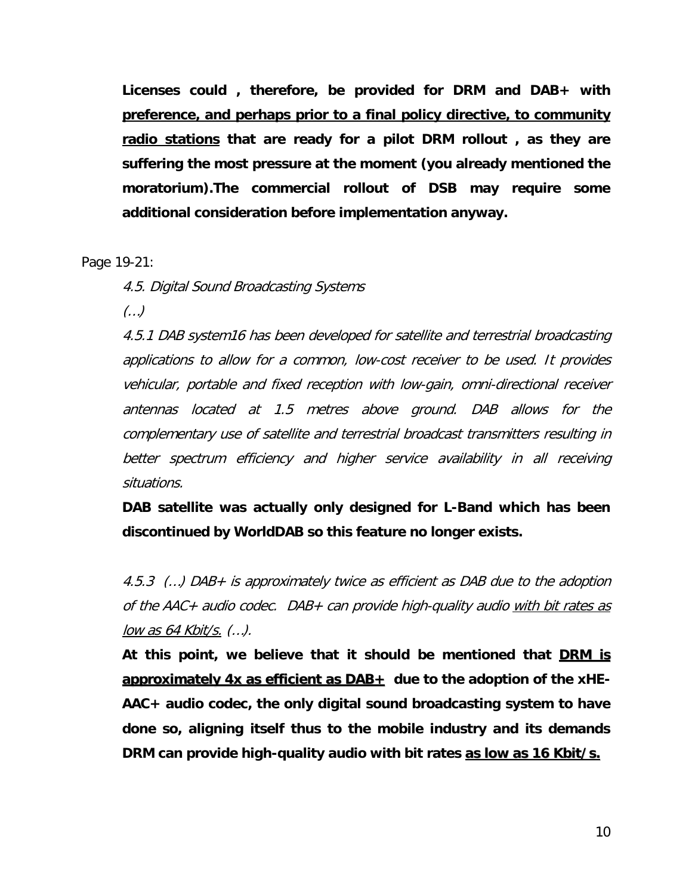**Licenses could , therefore, be provided for DRM and DAB+ with <u>preference, and perhaps prior to a final policy directive, to community radio stations</u> that are ready for a pilot DRM rollout , as they are suffering the most pressure at the moment (you already mentioned the moratorium).The commercial rollout of DSB may require some additional consideration before implementation anyway.**

Page 19-21:

*4.5. Digital Sound Broadcasting Systems*

*(…)*

*4.5.1 DAB system16 has been developed for satellite and terrestrial broadcasting applications to allow for a common, low-cost receiver to be used. It provides vehicular, portable and fixed reception with low-gain, omni-directional receiver antennas located at 1.5 metres above ground. DAB allows for the complementary use of satellite and terrestrial broadcast transmitters resulting in better spectrum efficiency and higher service availability in all receiving situations.*

**DAB satellite was actually only designed for L-Band which has been discontinued by WorldDAB so this feature no longer exists.**

*4.5.3 (…) DAB+ is approximately twice as efficient as DAB due to the adoption of the AAC+ audio codec. DAB+ can provide high-quality audio <u>with bit rates as low as 64 Kbit/s.</u> (…).*

**At this point, we believe that it should be mentioned that <u>DRM is approximately 4x as efficient as DAB+</u> due to the adoption of the xHE-AAC+ audio codec, the only digital sound broadcasting system to have done so, aligning itself thus to the mobile industry and its demands DRM can provide high-quality audio with bit rates <u>as low as 16 Kbit/s.</u>**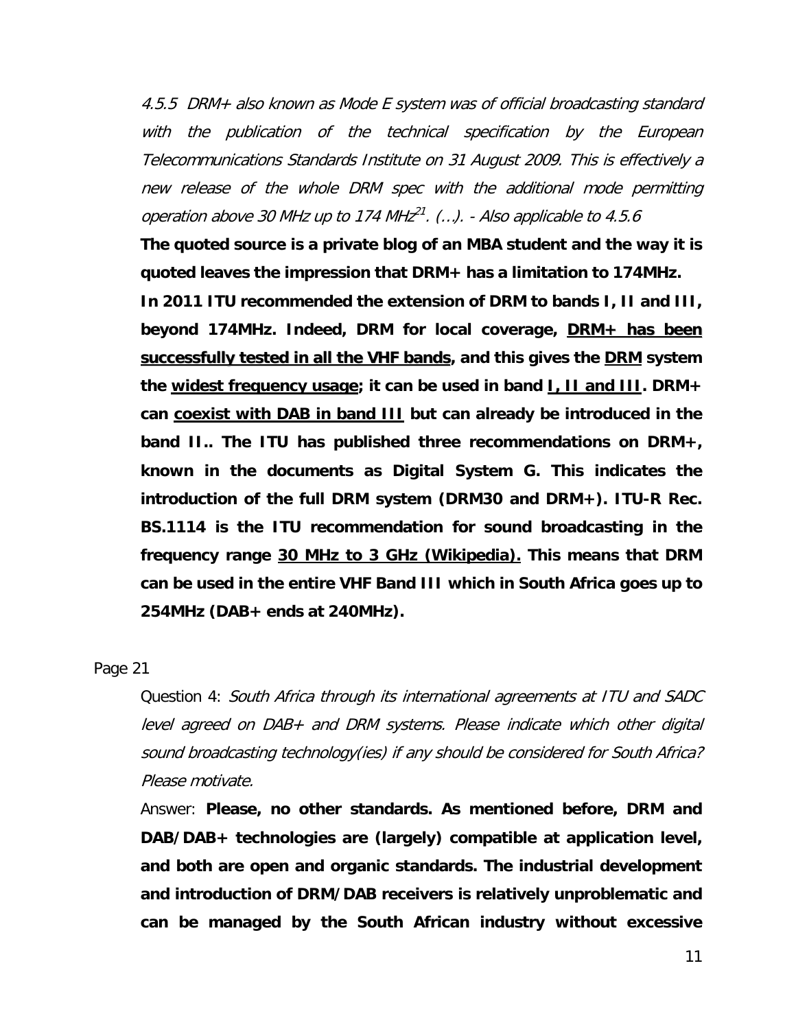*4.5.5 DRM+ also known as Mode E system was of official broadcasting standard with the publication of the technical specification by the European Telecommunications Standards Institute on 31 August 2009. This is effectively a new release of the whole DRM spec with the additional mode permitting operation above 30 MHz up to 174 MHz[21]. (…). - Also applicable to 4.5.6*

**The quoted source is a private blog of an MBA student and the way it is quoted leaves the impression that DRM+ has a limitation to 174MHz.**

**In 2011 ITU recommended the extension of DRM to bands I, II and III, beyond 174MHz. Indeed, DRM for local coverage, <u>DRM+ has been successfully tested in all the VHF bands</u>, and this gives the <u>DRM</u> system the <u>widest frequency usage</u>; it can be used in band <u>I, II and III</u>. DRM+ can <u>coexist with DAB in band III</u> but can already be introduced in the band II.. The ITU has published three recommendations on DRM+, known in the documents as Digital System G. This indicates the introduction of the full DRM system (DRM30 and DRM+). ITU-R Rec. BS.1114 is the ITU recommendation for sound broadcasting in the frequency range <u>30 MHz to 3 GHz (Wikipedia).</u> This means that DRM can be used in the entire VHF Band III which in South Africa goes up to 254MHz (DAB+ ends at 240MHz).**

Page 21

Question 4: *South Africa through its international agreements at ITU and SADC level agreed on DAB+ and DRM systems. Please indicate which other digital sound broadcasting technology(ies) if any should be considered for South Africa? Please motivate.*

Answer: **Please, no other standards. As mentioned before, DRM and DAB/DAB+ technologies are (largely) compatible at application level, and both are open and organic standards. The industrial development and introduction of DRM/DAB receivers is relatively unproblematic and can be managed by the South African industry without excessive**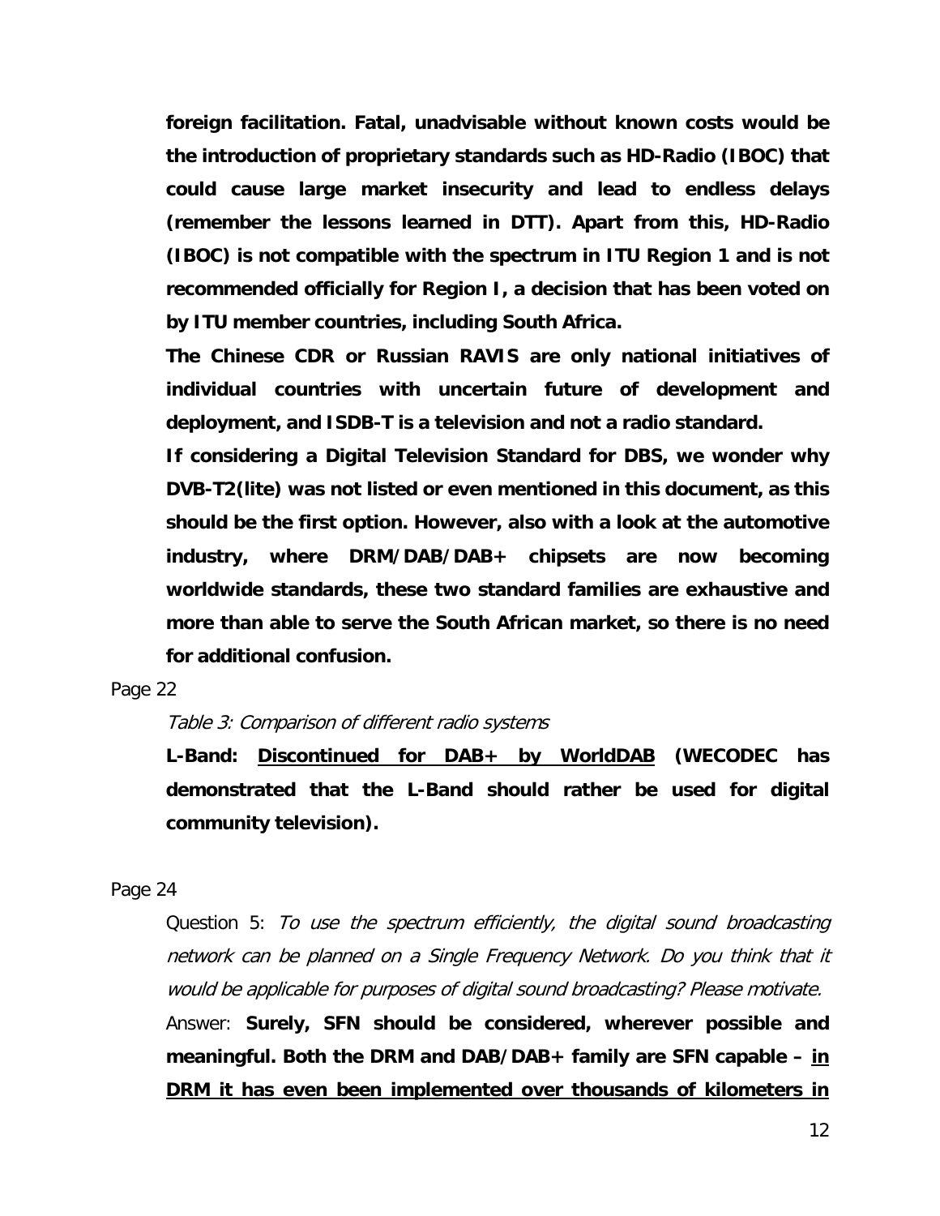**foreign facilitation. Fatal, unadvisable without known costs would be the introduction of proprietary standards such as HD-Radio (IBOC) that could cause large market insecurity and lead to endless delays (remember the lessons learned in DTT). Apart from this, HD-Radio (IBOC) is not compatible with the spectrum in ITU Region 1 and is not recommended officially for Region I, a decision that has been voted on by ITU member countries, including South Africa.**

**The Chinese CDR or Russian RAVIS are only national initiatives of individual countries with uncertain future of development and deployment, and ISDB-T is a television and not a radio standard.**

**If considering a Digital Television Standard for DBS, we wonder why DVB-T2(lite) was not listed or even mentioned in this document, as this should be the first option. However, also with a look at the automotive industry, where DRM/DAB/DAB+ chipsets are now becoming worldwide standards, these two standard families are exhaustive and more than able to serve the South African market, so there is no need for additional confusion.**

Page 22

*Table 3: Comparison of different radio systems*

**L-Band: <u>Discontinued for DAB+ by WorldDAB</u> (WECODEC has demonstrated that the L-Band should rather be used for digital community television).**

Page 24

Question 5: *To use the spectrum efficiently, the digital sound broadcasting network can be planned on a Single Frequency Network. Do you think that it would be applicable for purposes of digital sound broadcasting? Please motivate.*

Answer: **Surely, SFN should be considered, wherever possible and meaningful. Both the DRM and DAB/DAB+ family are SFN capable – <u>in DRM it has even been implemented over thousands of kilometers in</u>**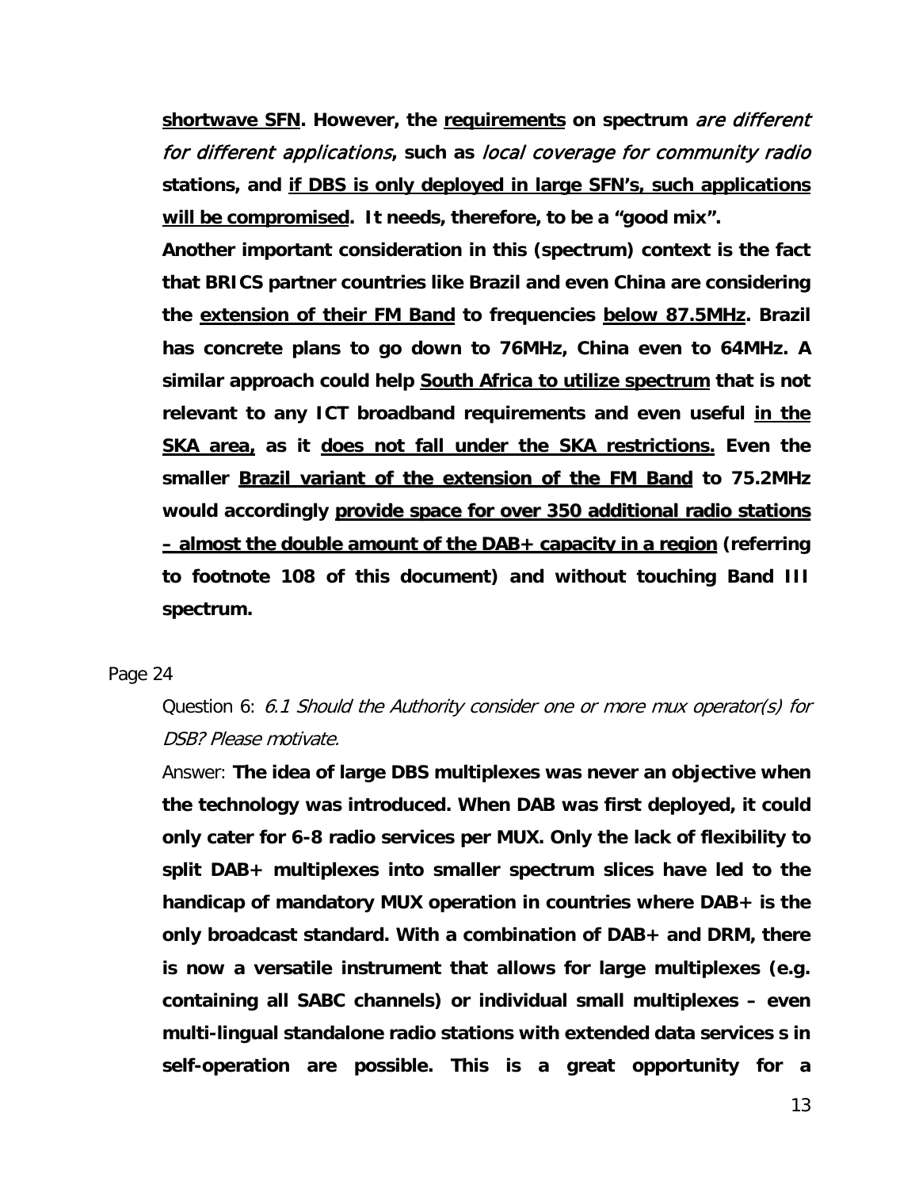**shortwave SFN. However, the requirements on spectrum *are different for different applications*, such as *local coverage for community radio* stations, and if DBS is only deployed in large SFN's, such applications will be compromised. It needs, therefore, to be a "good mix".**

**Another important consideration in this (spectrum) context is the fact that BRICS partner countries like Brazil and even China are considering the extension of their FM Band to frequencies below 87.5MHz. Brazil has concrete plans to go down to 76MHz, China even to 64MHz. A similar approach could help South Africa to utilize spectrum that is not relevant to any ICT broadband requirements and even useful in the SKA area, as it does not fall under the SKA restrictions. Even the smaller Brazil variant of the extension of the FM Band to 75.2MHz would accordingly provide space for over 350 additional radio stations – almost the double amount of the DAB+ capacity in a region (referring to footnote 108 of this document) and without touching Band III spectrum.**

Page 24

Question 6: *6.1 Should the Authority consider one or more mux operator(s) for DSB? Please motivate.*

Answer: **The idea of large DBS multiplexes was never an objective when the technology was introduced. When DAB was first deployed, it could only cater for 6-8 radio services per MUX. Only the lack of flexibility to split DAB+ multiplexes into smaller spectrum slices have led to the handicap of mandatory MUX operation in countries where DAB+ is the only broadcast standard. With a combination of DAB+ and DRM, there is now a versatile instrument that allows for large multiplexes (e.g. containing all SABC channels) or individual small multiplexes – even multi-lingual standalone radio stations with extended data services s in self-operation are possible. This is a great opportunity for a**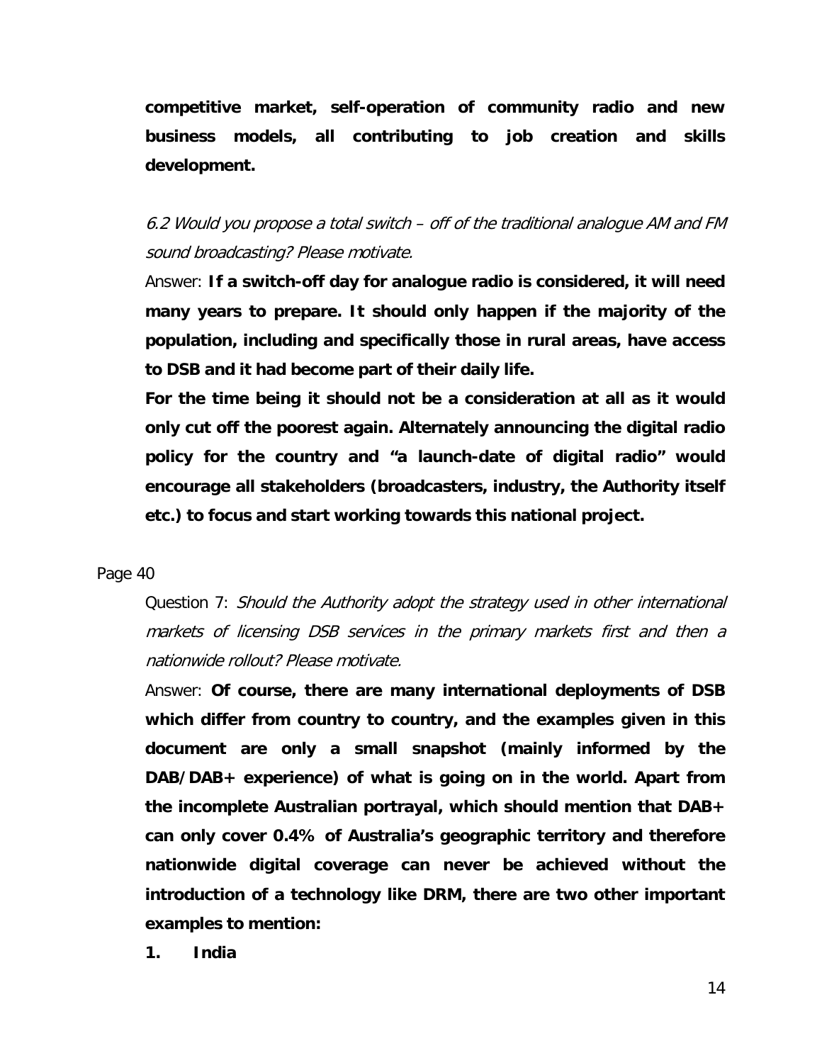**competitive market, self-operation of community radio and new business models, all contributing to job creation and skills development.**

*6.2 Would you propose a total switch – off of the traditional analogue AM and FM sound broadcasting? Please motivate.*

Answer: **If a switch-off day for analogue radio is considered, it will need many years to prepare. It should only happen if the majority of the population, including and specifically those in rural areas, have access to DSB and it had become part of their daily life.**

**For the time being it should not be a consideration at all as it would only cut off the poorest again. Alternately announcing the digital radio policy for the country and "a launch-date of digital radio" would encourage all stakeholders (broadcasters, industry, the Authority itself etc.) to focus and start working towards this national project.**

Page 40

Question 7: *Should the Authority adopt the strategy used in other international markets of licensing DSB services in the primary markets first and then a nationwide rollout? Please motivate.*

Answer: **Of course, there are many international deployments of DSB which differ from country to country, and the examples given in this document are only a small snapshot (mainly informed by the DAB/DAB+ experience) of what is going on in the world. Apart from the incomplete Australian portrayal, which should mention that DAB+ can only cover 0.4% of Australia's geographic territory and therefore nationwide digital coverage can never be achieved without the introduction of a technology like DRM, there are two other important examples to mention:**

1. **India**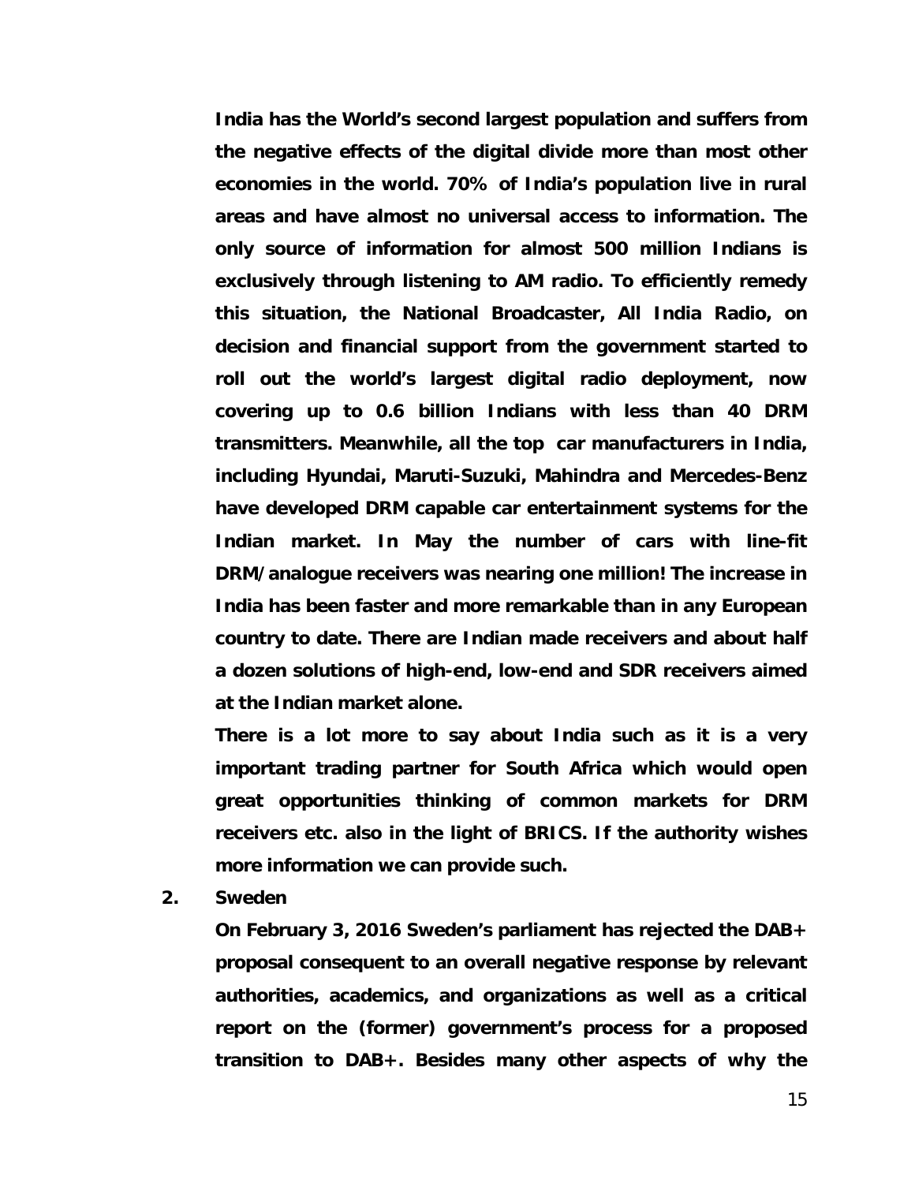**India has the World's second largest population and suffers from the negative effects of the digital divide more than most other economies in the world. 70% of India's population live in rural areas and have almost no universal access to information. The only source of information for almost 500 million Indians is exclusively through listening to AM radio. To efficiently remedy this situation, the National Broadcaster, All India Radio, on decision and financial support from the government started to roll out the world's largest digital radio deployment, now covering up to 0.6 billion Indians with less than 40 DRM transmitters. Meanwhile, all the top car manufacturers in India, including Hyundai, Maruti-Suzuki, Mahindra and Mercedes-Benz have developed DRM capable car entertainment systems for the Indian market. In May the number of cars with line-fit DRM/analogue receivers was nearing one million! The increase in India has been faster and more remarkable than in any European country to date. There are Indian made receivers and about half a dozen solutions of high-end, low-end and SDR receivers aimed at the Indian market alone.**

**There is a lot more to say about India such as it is a very important trading partner for South Africa which would open great opportunities thinking of common markets for DRM receivers etc. also in the light of BRICS. If the authority wishes more information we can provide such.**

**2. Sweden**

**On February 3, 2016 Sweden's parliament has rejected the DAB+ proposal consequent to an overall negative response by relevant authorities, academics, and organizations as well as a critical report on the (former) government's process for a proposed transition to DAB+. Besides many other aspects of why the**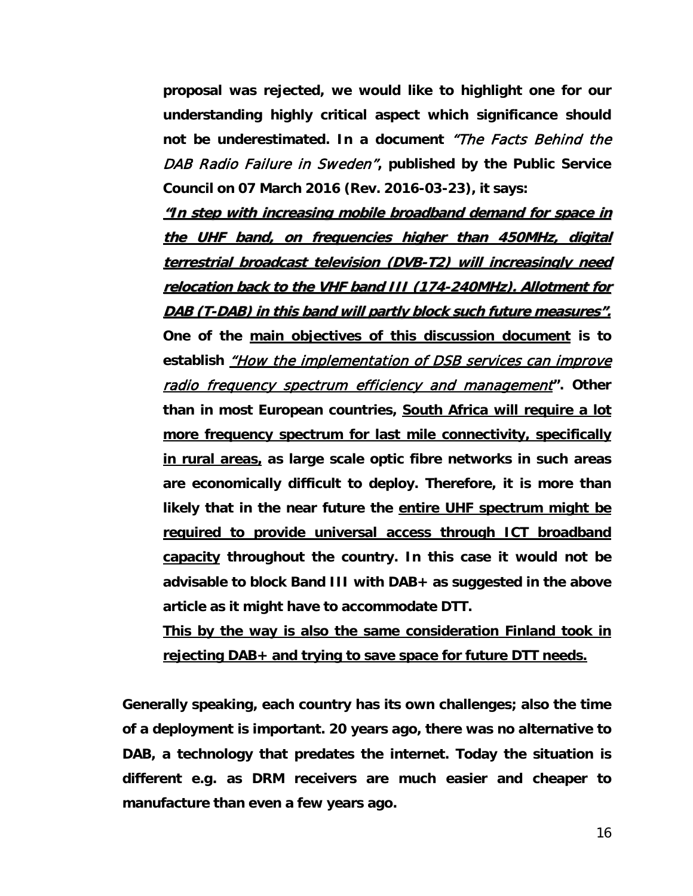**proposal was rejected, we would like to highlight one for our understanding highly critical aspect which significance should not be underestimated. In a document** *"The Facts Behind the DAB Radio Failure in Sweden"***, published by the Public Service Council on 07 March 2016 (Rev. 2016-03-23), it says:**

***"In step with increasing mobile broadband demand for space in the UHF band, on frequencies higher than 450MHz, digital terrestrial broadcast television (DVB-T2) will increasingly need relocation back to the VHF band III (174-240MHz). Allotment for DAB (T-DAB) in this band will partly block such future measures".***

**One of the main objectives of this discussion document is to establish** *"How the implementation of DSB services can improve radio frequency spectrum efficiency and management"***". Other than in most European countries, South Africa will require a lot more frequency spectrum for last mile connectivity, specifically in rural areas, as large scale optic fibre networks in such areas are economically difficult to deploy. Therefore, it is more than likely that in the near future the entire UHF spectrum might be required to provide universal access through ICT broadband capacity throughout the country. In this case it would not be advisable to block Band III with DAB+ as suggested in the above article as it might have to accommodate DTT.**

**This by the way is also the same consideration Finland took in rejecting DAB+ and trying to save space for future DTT needs.**

**Generally speaking, each country has its own challenges; also the time of a deployment is important. 20 years ago, there was no alternative to DAB, a technology that predates the internet. Today the situation is different e.g. as DRM receivers are much easier and cheaper to manufacture than even a few years ago.**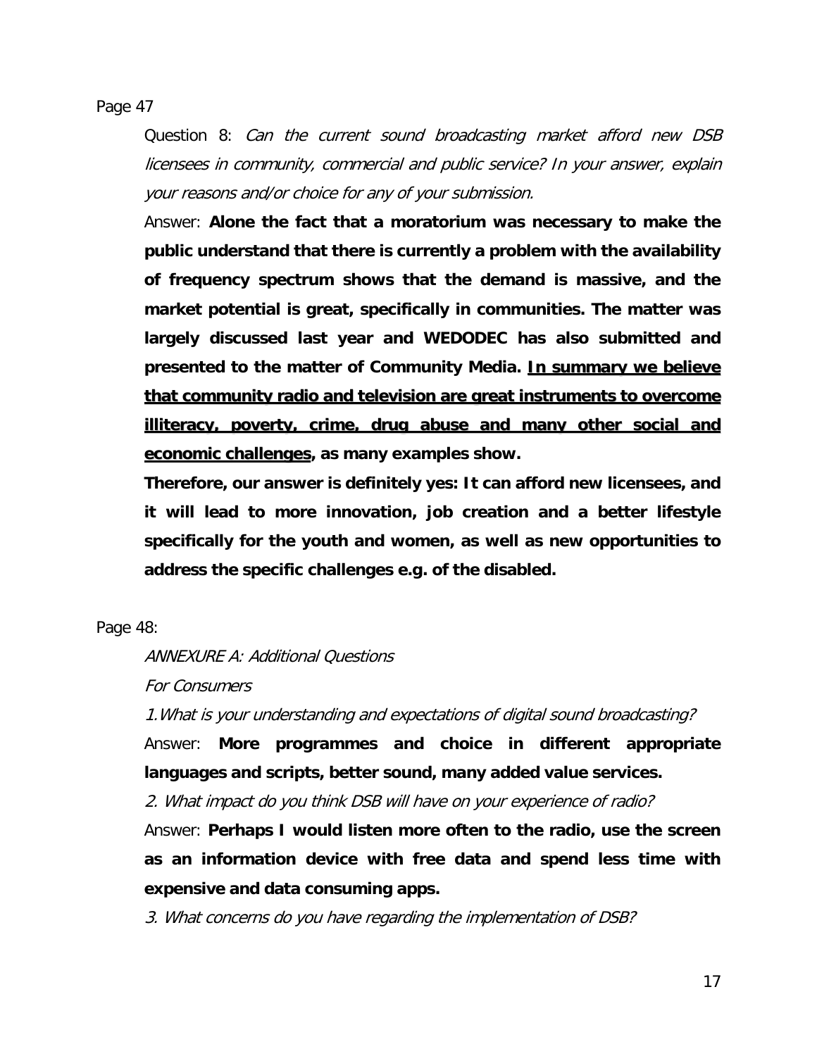Page 47

Question 8: *Can the current sound broadcasting market afford new DSB licensees in community, commercial and public service? In your answer, explain your reasons and/or choice for any of your submission.*

Answer: **Alone the fact that a moratorium was necessary to make the public understand that there is currently a problem with the availability of frequency spectrum shows that the demand is massive, and the market potential is great, specifically in communities. The matter was largely discussed last year and WEDODEC has also submitted and presented to the matter of Community Media. <u>In summary we believe that community radio and television are great instruments to overcome illiteracy, poverty, crime, drug abuse and many other social and economic challenges</u>, as many examples show.**

**Therefore, our answer is definitely yes: It can afford new licensees, and it will lead to more innovation, job creation and a better lifestyle specifically for the youth and women, as well as new opportunities to address the specific challenges e.g. of the disabled.**

Page 48:

*ANNEXURE A: Additional Questions*

*For Consumers*

*1.What is your understanding and expectations of digital sound broadcasting?*

Answer: **More programmes and choice in different appropriate languages and scripts, better sound, many added value services.**

*2. What impact do you think DSB will have on your experience of radio?*

Answer: **Perhaps I would listen more often to the radio, use the screen as an information device with free data and spend less time with expensive and data consuming apps.**

*3. What concerns do you have regarding the implementation of DSB?*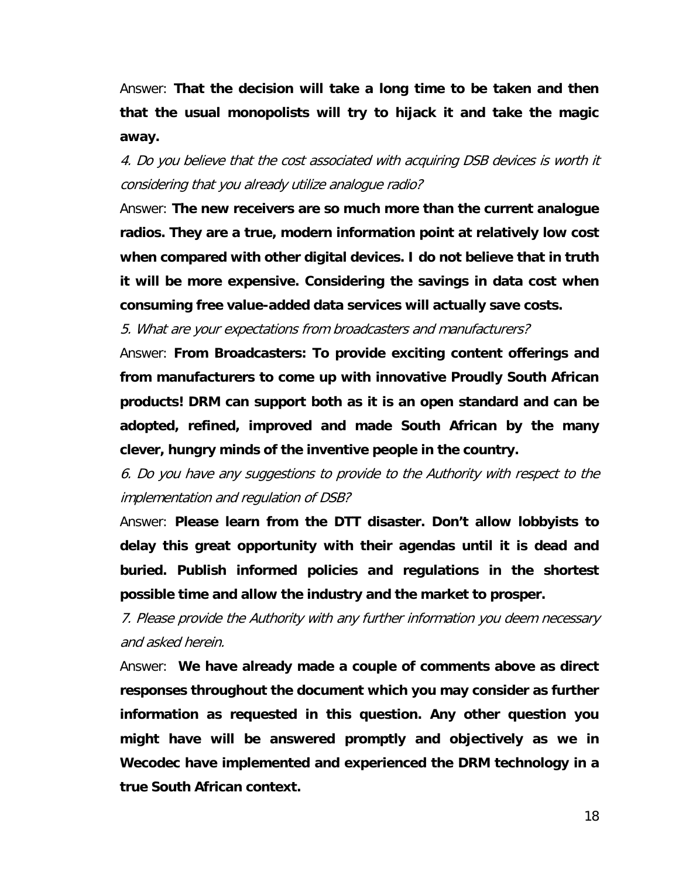Answer: **That the decision will take a long time to be taken and then that the usual monopolists will try to hijack it and take the magic away.**

*4. Do you believe that the cost associated with acquiring DSB devices is worth it considering that you already utilize analogue radio?*

Answer: **The new receivers are so much more than the current analogue radios. They are a true, modern information point at relatively low cost when compared with other digital devices. I do not believe that in truth it will be more expensive. Considering the savings in data cost when consuming free value-added data services will actually save costs.**

*5. What are your expectations from broadcasters and manufacturers?*

Answer: **From Broadcasters: To provide exciting content offerings and from manufacturers to come up with innovative Proudly South African products! DRM can support both as it is an open standard and can be adopted, refined, improved and made South African by the many clever, hungry minds of the inventive people in the country.**

*6. Do you have any suggestions to provide to the Authority with respect to the implementation and regulation of DSB?*

Answer: **Please learn from the DTT disaster. Don't allow lobbyists to delay this great opportunity with their agendas until it is dead and buried. Publish informed policies and regulations in the shortest possible time and allow the industry and the market to prosper.**

*7. Please provide the Authority with any further information you deem necessary and asked herein.*

Answer: **We have already made a couple of comments above as direct responses throughout the document which you may consider as further information as requested in this question. Any other question you might have will be answered promptly and objectively as we in Wecodec have implemented and experienced the DRM technology in a true South African context.**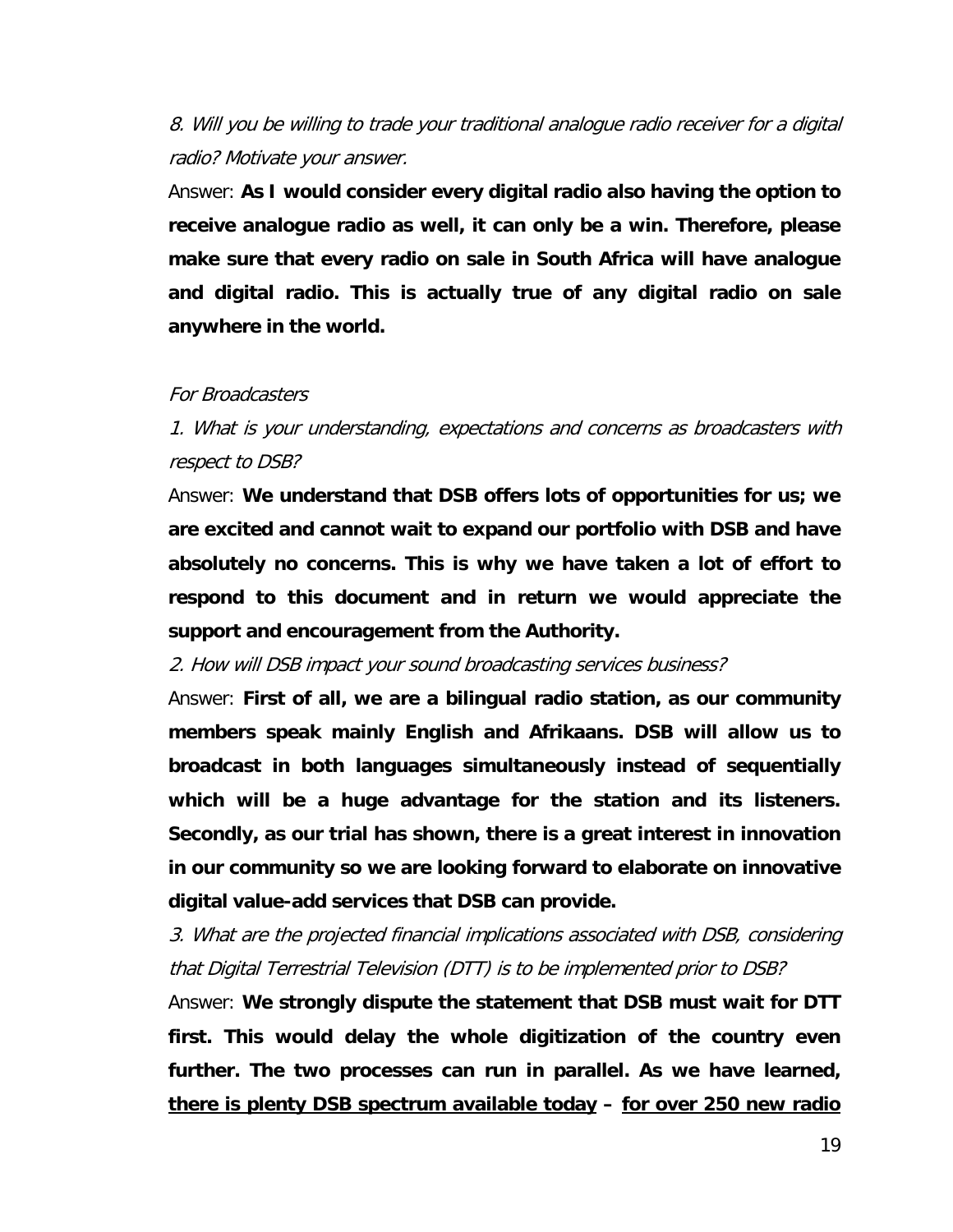*8. Will you be willing to trade your traditional analogue radio receiver for a digital radio? Motivate your answer.*

Answer: **As I would consider every digital radio also having the option to receive analogue radio as well, it can only be a win. Therefore, please make sure that every radio on sale in South Africa will have analogue and digital radio. This is actually true of any digital radio on sale anywhere in the world.**

*For Broadcasters*

*1. What is your understanding, expectations and concerns as broadcasters with respect to DSB?*

Answer: **We understand that DSB offers lots of opportunities for us; we are excited and cannot wait to expand our portfolio with DSB and have absolutely no concerns. This is why we have taken a lot of effort to respond to this document and in return we would appreciate the support and encouragement from the Authority.**

*2. How will DSB impact your sound broadcasting services business?*

Answer: **First of all, we are a bilingual radio station, as our community members speak mainly English and Afrikaans. DSB will allow us to broadcast in both languages simultaneously instead of sequentially which will be a huge advantage for the station and its listeners. Secondly, as our trial has shown, there is a great interest in innovation in our community so we are looking forward to elaborate on innovative digital value-add services that DSB can provide.**

*3. What are the projected financial implications associated with DSB, considering that Digital Terrestrial Television (DTT) is to be implemented prior to DSB?*

Answer: **We strongly dispute the statement that DSB must wait for DTT first. This would delay the whole digitization of the country even further. The two processes can run in parallel. As we have learned, <u>there is plenty DSB spectrum available today</u> – <u>for over 250 new radio</u>**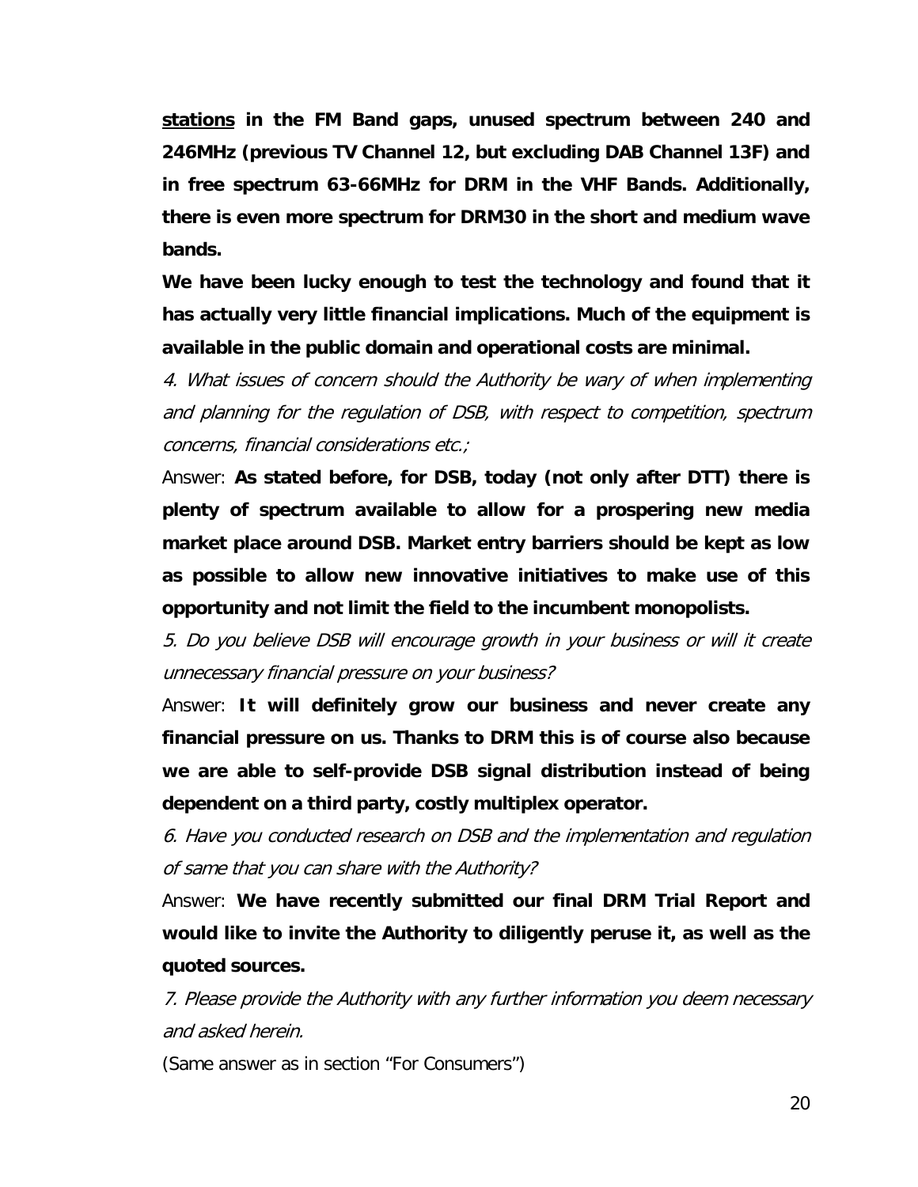**<u>stations</u> in the FM Band gaps, unused spectrum between 240 and 246MHz (previous TV Channel 12, but excluding DAB Channel 13F) and in free spectrum 63-66MHz for DRM in the VHF Bands. Additionally, there is even more spectrum for DRM30 in the short and medium wave bands.**

**We have been lucky enough to test the technology and found that it has actually very little financial implications. Much of the equipment is available in the public domain and operational costs are minimal.**

*4. What issues of concern should the Authority be wary of when implementing and planning for the regulation of DSB, with respect to competition, spectrum concerns, financial considerations etc.;*

Answer: **As stated before, for DSB, today (not only after DTT) there is plenty of spectrum available to allow for a prospering new media market place around DSB. Market entry barriers should be kept as low as possible to allow new innovative initiatives to make use of this opportunity and not limit the field to the incumbent monopolists.**

*5. Do you believe DSB will encourage growth in your business or will it create unnecessary financial pressure on your business?*

Answer: **It will definitely grow our business and never create any financial pressure on us. Thanks to DRM this is of course also because we are able to self-provide DSB signal distribution instead of being dependent on a third party, costly multiplex operator.**

*6. Have you conducted research on DSB and the implementation and regulation of same that you can share with the Authority?*

Answer: **We have recently submitted our final DRM Trial Report and would like to invite the Authority to diligently peruse it, as well as the quoted sources.**

*7. Please provide the Authority with any further information you deem necessary and asked herein.*

(Same answer as in section "For Consumers")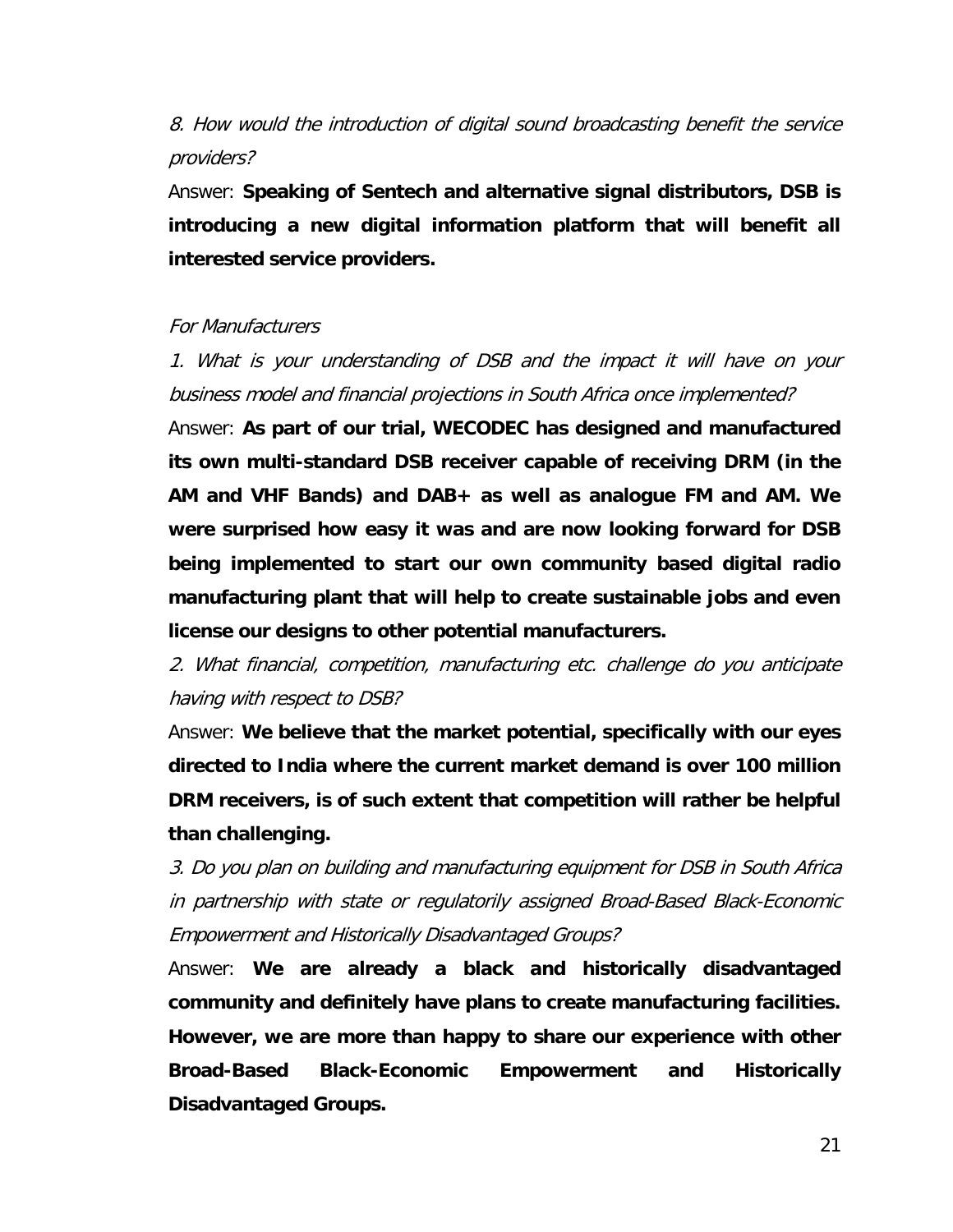*8. How would the introduction of digital sound broadcasting benefit the service providers?*

Answer: **Speaking of Sentech and alternative signal distributors, DSB is introducing a new digital information platform that will benefit all interested service providers.**

*For Manufacturers*

*1. What is your understanding of DSB and the impact it will have on your business model and financial projections in South Africa once implemented?*

Answer: **As part of our trial, WECODEC has designed and manufactured its own multi-standard DSB receiver capable of receiving DRM (in the AM and VHF Bands) and DAB+ as well as analogue FM and AM. We were surprised how easy it was and are now looking forward for DSB being implemented to start our own community based digital radio manufacturing plant that will help to create sustainable jobs and even license our designs to other potential manufacturers.**

*2. What financial, competition, manufacturing etc. challenge do you anticipate having with respect to DSB?*

Answer: **We believe that the market potential, specifically with our eyes directed to India where the current market demand is over 100 million DRM receivers, is of such extent that competition will rather be helpful than challenging.**

*3. Do you plan on building and manufacturing equipment for DSB in South Africa in partnership with state or regulatorily assigned Broad-Based Black-Economic Empowerment and Historically Disadvantaged Groups?*

Answer: **We are already a black and historically disadvantaged community and definitely have plans to create manufacturing facilities. However, we are more than happy to share our experience with other Broad-Based Black-Economic Empowerment and Historically Disadvantaged Groups.**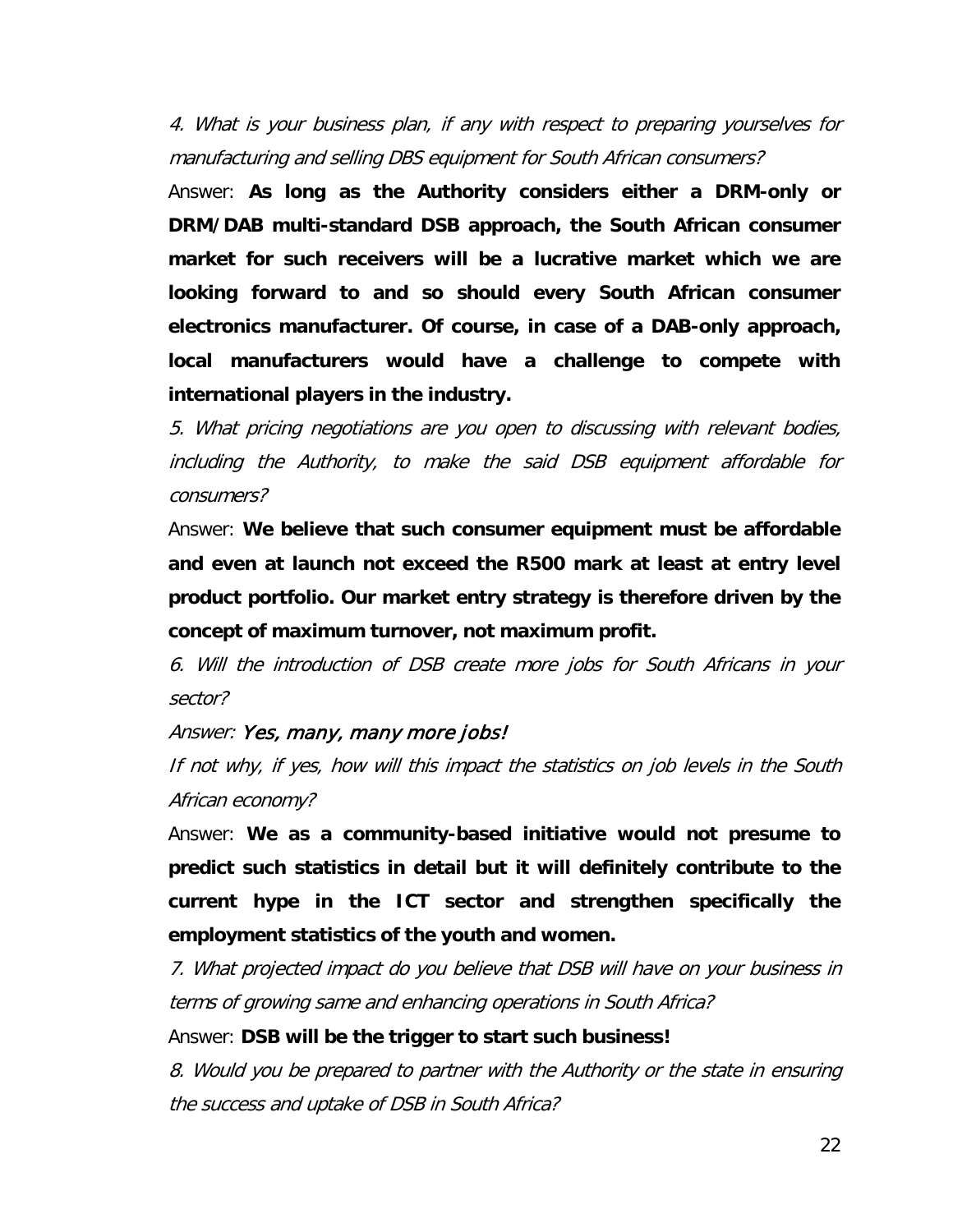*4. What is your business plan, if any with respect to preparing yourselves for manufacturing and selling DBS equipment for South African consumers?*

Answer: **As long as the Authority considers either a DRM-only or DRM/DAB multi-standard DSB approach, the South African consumer market for such receivers will be a lucrative market which we are looking forward to and so should every South African consumer electronics manufacturer. Of course, in case of a DAB-only approach, local manufacturers would have a challenge to compete with international players in the industry.**

*5. What pricing negotiations are you open to discussing with relevant bodies, including the Authority, to make the said DSB equipment affordable for consumers?*

Answer: **We believe that such consumer equipment must be affordable and even at launch not exceed the R500 mark at least at entry level product portfolio. Our market entry strategy is therefore driven by the concept of maximum turnover, not maximum profit.**

*6. Will the introduction of DSB create more jobs for South Africans in your sector?*

*Answer: Yes, many, many more jobs!*

*If not why, if yes, how will this impact the statistics on job levels in the South African economy?*

Answer: **We as a community-based initiative would not presume to predict such statistics in detail but it will definitely contribute to the current hype in the ICT sector and strengthen specifically the employment statistics of the youth and women.**

*7. What projected impact do you believe that DSB will have on your business in terms of growing same and enhancing operations in South Africa?*

Answer: **DSB will be the trigger to start such business!**

*8. Would you be prepared to partner with the Authority or the state in ensuring the success and uptake of DSB in South Africa?*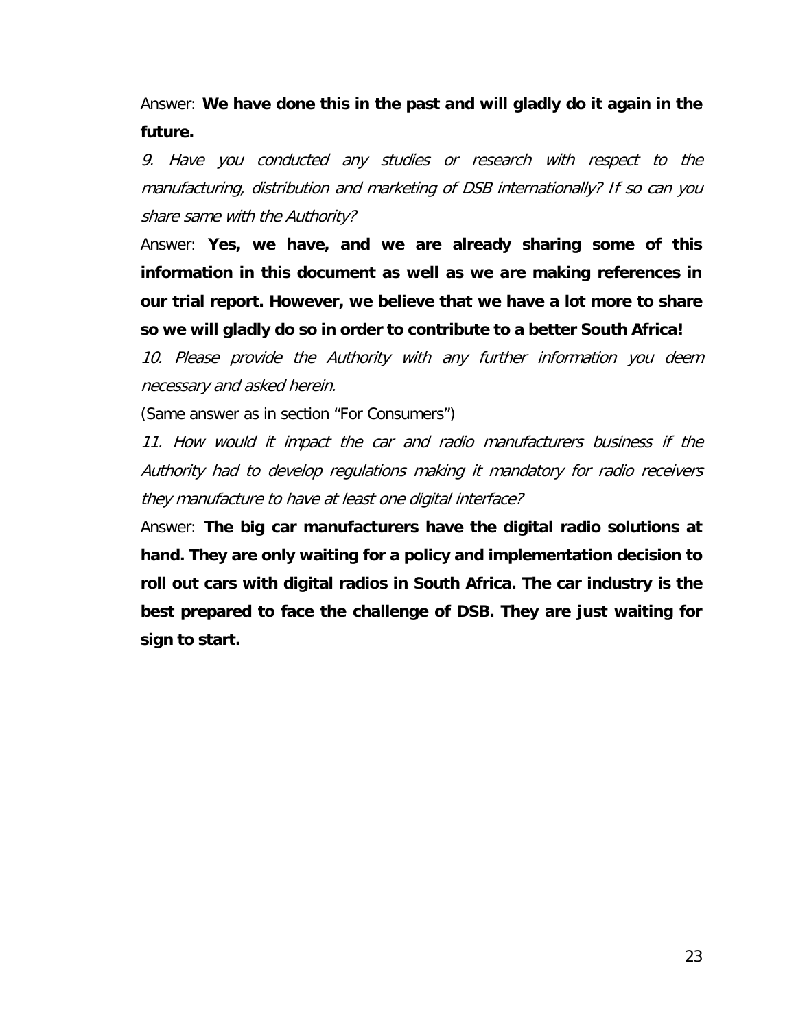Answer: **We have done this in the past and will gladly do it again in the future.**

*9. Have you conducted any studies or research with respect to the manufacturing, distribution and marketing of DSB internationally? If so can you share same with the Authority?*

Answer: **Yes, we have, and we are already sharing some of this information in this document as well as we are making references in our trial report. However, we believe that we have a lot more to share so we will gladly do so in order to contribute to a better South Africa!**

*10. Please provide the Authority with any further information you deem necessary and asked herein.*

(Same answer as in section "For Consumers")

*11. How would it impact the car and radio manufacturers business if the Authority had to develop regulations making it mandatory for radio receivers they manufacture to have at least one digital interface?*

Answer: **The big car manufacturers have the digital radio solutions at hand. They are only waiting for a policy and implementation decision to roll out cars with digital radios in South Africa. The car industry is the best prepared to face the challenge of DSB. They are just waiting for sign to start.**